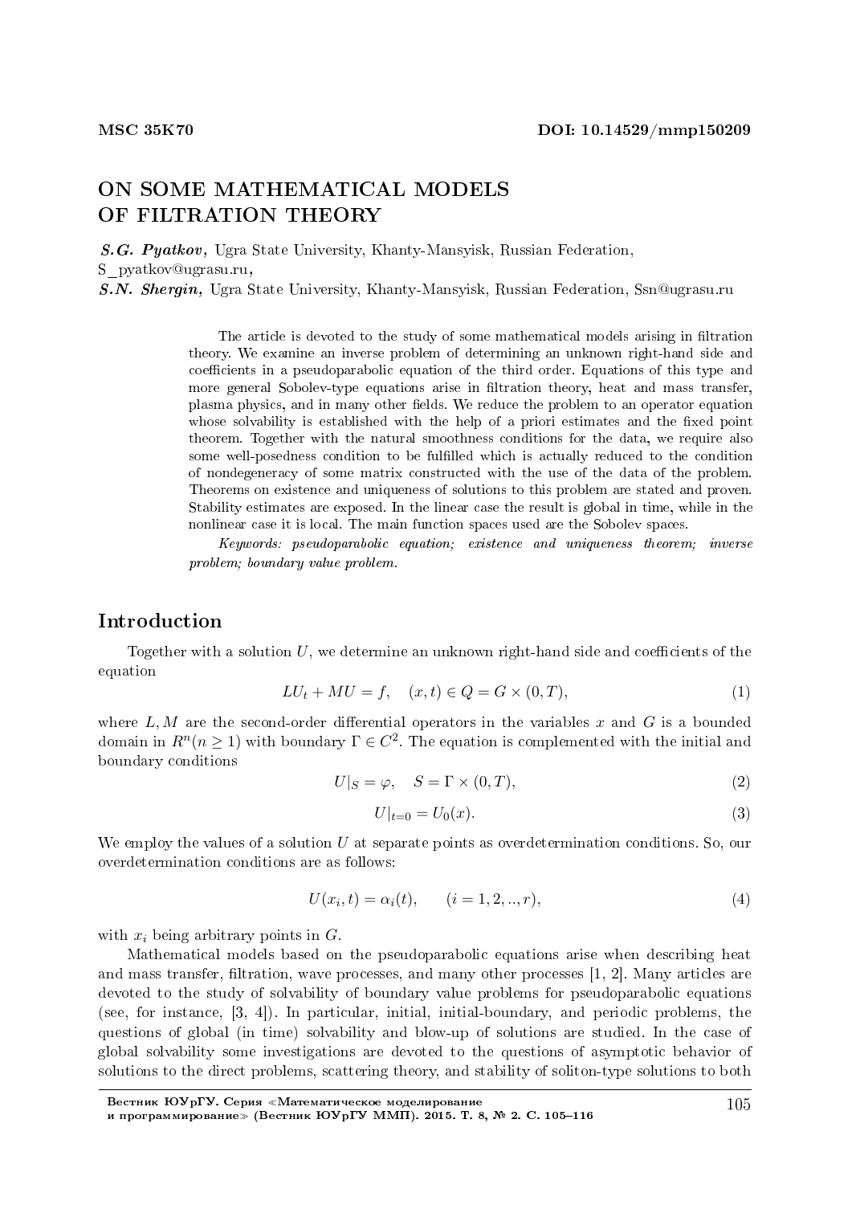MSC 35K70

DOI: 10.14529/mmp150209

# ON SOME MATHEMATICAL MODELS OF FILTRATION THEORY

***S.G. Pyatkov,*** Ugra State University, Khanty-Mansyisk, Russian Federation, S_pyatkov@ugrasu.ru,

***S.N. Shergin,*** Ugra State University, Khanty-Mansyisk, Russian Federation, Ssn@ugrasu.ru

The article is devoted to the study of some mathematical models arising in filtration theory. We examine an inverse problem of determining an unknown right-hand side and coefficients in a pseudoparabolic equation of the third order. Equations of this type and more general Sobolev-type equations arise in filtration theory, heat and mass transfer, plasma physics, and in many other fields. We reduce the problem to an operator equation whose solvability is established with the help of a priori estimates and the fixed point theorem. Together with the natural smoothness conditions for the data, we require also some well-posedness condition to be fulfilled which is actually reduced to the condition of nondegeneracy of some matrix constructed with the use of the data of the problem. Theorems on existence and uniqueness of solutions to this problem are stated and proven. Stability estimates are exposed. In the linear case the result is global in time, while in the nonlinear case it is local. The main function spaces used are the Sobolev spaces.

*Keywords: pseudoparabolic equation; existence and uniqueness theorem; inverse problem; boundary value problem.*

## Introduction

Together with a solution $U$, we determine an unknown right-hand side and coefficients of the equation

$$LU_t + MU = f, \quad (x,t) \in Q = G \times (0,T), \tag{1}$$

where $L, M$ are the second-order differential operators in the variables $x$ and $G$ is a bounded domain in $R^n (n \geq 1)$ with boundary $\Gamma \in C^2$. The equation is complemented with the initial and boundary conditions

$$U|_S = \varphi, \quad S = \Gamma \times (0,T), \tag{2}$$

$$U|_{t=0} = U_0(x). \tag{3}$$

We employ the values of a solution $U$ at separate points as overdetermination conditions. So, our overdetermination conditions are as follows:

$$U(x_i, t) = \alpha_i(t), \qquad (i = 1, 2, .., r), \tag{4}$$

with $x_i$ being arbitrary points in $G$.

Mathematical models based on the pseudoparabolic equations arise when describing heat and mass transfer, filtration, wave processes, and many other processes [1, 2]. Many articles are devoted to the study of solvability of boundary value problems for pseudoparabolic equations (see, for instance, [3, 4]). In particular, initial, initial-boundary, and periodic problems, the questions of global (in time) solvability and blow-up of solutions are studied. In the case of global solvability some investigations are devoted to the questions of asymptotic behavior of solutions to the direct problems, scattering theory, and stability of soliton-type solutions to both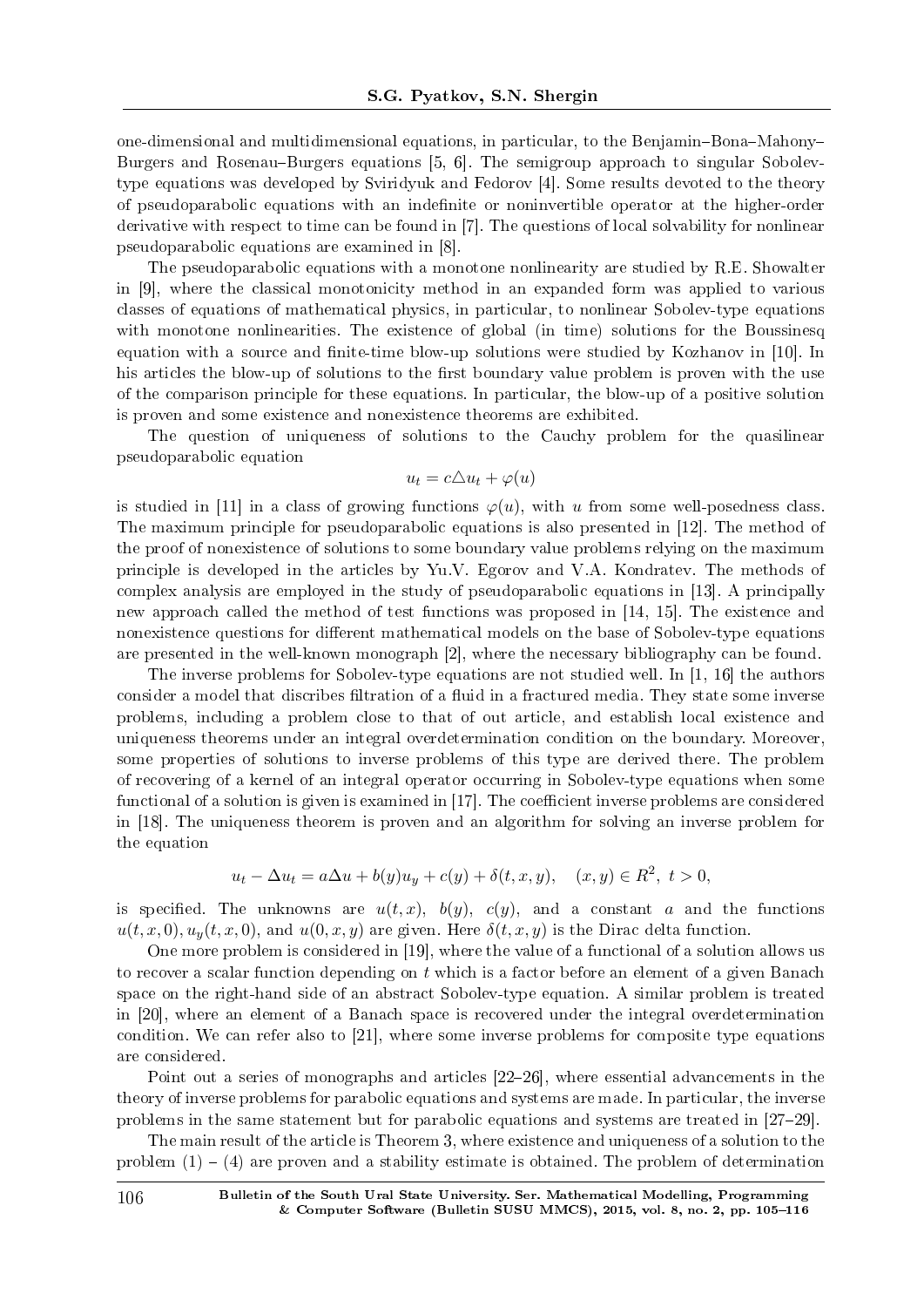one-dimensional and multidimensional equations, in particular, to the Benjamin–Bona–Mahony–Burgers and Rosenau–Burgers equations [5, 6]. The semigroup approach to singular Sobolev-type equations was developed by Sviridyuk and Fedorov [4]. Some results devoted to the theory of pseudoparabolic equations with an indefinite or noninvertible operator at the higher-order derivative with respect to time can be found in [7]. The questions of local solvability for nonlinear pseudoparabolic equations are examined in [8].

The pseudoparabolic equations with a monotone nonlinearity are studied by R.E. Showalter in [9], where the classical monotonicity method in an expanded form was applied to various classes of equations of mathematical physics, in particular, to nonlinear Sobolev-type equations with monotone nonlinearities. The existence of global (in time) solutions for the Boussinesq equation with a source and finite-time blow-up solutions were studied by Kozhanov in [10]. In his articles the blow-up of solutions to the first boundary value problem is proven with the use of the comparison principle for these equations. In particular, the blow-up of a positive solution is proven and some existence and nonexistence theorems are exhibited.

The question of uniqueness of solutions to the Cauchy problem for the quasilinear pseudoparabolic equation

$$u_t = c\triangle u_t + \varphi(u)$$

is studied in [11] in a class of growing functions $\varphi(u)$, with $u$ from some well-posedness class. The maximum principle for pseudoparabolic equations is also presented in [12]. The method of the proof of nonexistence of solutions to some boundary value problems relying on the maximum principle is developed in the articles by Yu.V. Egorov and V.A. Kondratev. The methods of complex analysis are employed in the study of pseudoparabolic equations in [13]. A principally new approach called the method of test functions was proposed in [14, 15]. The existence and nonexistence questions for different mathematical models on the base of Sobolev-type equations are presented in the well-known monograph [2], where the necessary bibliography can be found.

The inverse problems for Sobolev-type equations are not studied well. In [1, 16] the authors consider a model that discribes filtration of a fluid in a fractured media. They state some inverse problems, including a problem close to that of out article, and establish local existence and uniqueness theorems under an integral overdetermination condition on the boundary. Moreover, some properties of solutions to inverse problems of this type are derived there. The problem of recovering of a kernel of an integral operator occurring in Sobolev-type equations when some functional of a solution is given is examined in [17]. The coefficient inverse problems are considered in [18]. The uniqueness theorem is proven and an algorithm for solving an inverse problem for the equation

$$u_t - \Delta u_t = a\Delta u + b(y)u_y + c(y) + \delta(t, x, y), \quad (x, y) \in R^2, \ t > 0,$$

is specified. The unknowns are $u(t, x)$, $b(y)$, $c(y)$, and a constant $a$ and the functions $u(t, x, 0)$, $u_y(t, x, 0)$, and $u(0, x, y)$ are given. Here $\delta(t, x, y)$ is the Dirac delta function.

One more problem is considered in [19], where the value of a functional of a solution allows us to recover a scalar function depending on $t$ which is a factor before an element of a given Banach space on the right-hand side of an abstract Sobolev-type equation. A similar problem is treated in [20], where an element of a Banach space is recovered under the integral overdetermination condition. We can refer also to [21], where some inverse problems for composite type equations are considered.

Point out a series of monographs and articles [22–26], where essential advancements in the theory of inverse problems for parabolic equations and systems are made. In particular, the inverse problems in the same statement but for parabolic equations and systems are treated in [27–29].

The main result of the article is Theorem 3, where existence and uniqueness of a solution to the problem (1) – (4) are proven and a stability estimate is obtained. The problem of determination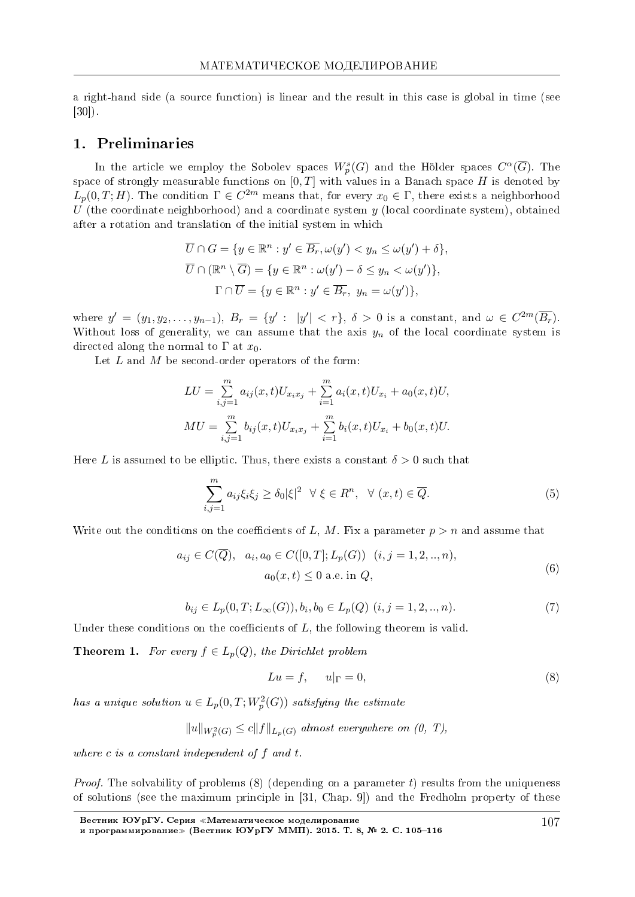a right-hand side (a source function) is linear and the result in this case is global in time (see [30]).

## 1. Preliminaries

In the article we employ the Sobolev spaces $W_p^s(G)$ and the Hölder spaces $C^\alpha(\overline{G})$. The space of strongly measurable functions on $[0,T]$ with values in a Banach space $H$ is denoted by $L_p(0,T;H)$. The condition $\Gamma \in C^{2m}$ means that, for every $x_0 \in \Gamma$, there exists a neighborhood $U$ (the coordinate neighborhood) and a coordinate system $y$ (local coordinate system), obtained after a rotation and translation of the initial system in which

$$\overline{U} \cap G = \{y \in \mathbb{R}^n : y' \in \overline{B_r}, \omega(y') < y_n \leq \omega(y') + \delta\},$$
$$\overline{U} \cap (\mathbb{R}^n \setminus \overline{G}) = \{y \in \mathbb{R}^n : \omega(y') - \delta \leq y_n < \omega(y')\},$$
$$\Gamma \cap \overline{U} = \{y \in \mathbb{R}^n : y' \in \overline{B_r},\ y_n = \omega(y')\},$$

where $y' = (y_1, y_2, \ldots, y_{n-1})$, $B_r = \{y' : \ |y'| < r\}$, $\delta > 0$ is a constant, and $\omega \in C^{2m}(\overline{B_r})$. Without loss of generality, we can assume that the axis $y_n$ of the local coordinate system is directed along the normal to $\Gamma$ at $x_0$.

Let $L$ and $M$ be second-order operators of the form:

$$LU = \sum_{i,j=1}^{m} a_{ij}(x,t)U_{x_i x_j} + \sum_{i=1}^{m} a_i(x,t)U_{x_i} + a_0(x,t)U,$$
$$MU = \sum_{i,j=1}^{m} b_{ij}(x,t)U_{x_i x_j} + \sum_{i=1}^{m} b_i(x,t)U_{x_i} + b_0(x,t)U.$$

Here $L$ is assumed to be elliptic. Thus, there exists a constant $\delta > 0$ such that

$$\sum_{i,j=1}^{m} a_{ij}\xi_i\xi_j \geq \delta_0|\xi|^2 \ \ \forall\ \xi \in R^n, \ \ \forall\ (x,t) \in \overline{Q}. \tag{5}$$

Write out the conditions on the coefficients of $L$, $M$. Fix a parameter $p > n$ and assume that

$$a_{ij} \in C(\overline{Q}), \ \ a_i, a_0 \in C([0,T]; L_p(G)) \ \ (i,j = 1,2,..,n),$$
$$a_0(x,t) \leq 0 \text{ a.e. in } Q, \tag{6}$$

$$b_{ij} \in L_p(0,T; L_\infty(G)), b_i, b_0 \in L_p(Q) \ (i,j = 1,2,..,n). \tag{7}$$

Under these conditions on the coefficients of $L$, the following theorem is valid.

**Theorem 1.** *For every $f \in L_p(Q)$, the Dirichlet problem*

$$Lu = f, \qquad u|_\Gamma = 0, \tag{8}$$

*has a unique solution $u \in L_p(0,T; W_p^2(G))$ satisfying the estimate*

$$\|u\|_{W_p^2(G)} \leq c\|f\|_{L_p(G)} \text{ almost everywhere on (0, T),}$$

*where $c$ is a constant independent of $f$ and $t$.*

*Proof.* The solvability of problems (8) (depending on a parameter $t$) results from the uniqueness of solutions (see the maximum principle in [31, Chap. 9]) and the Fredholm property of these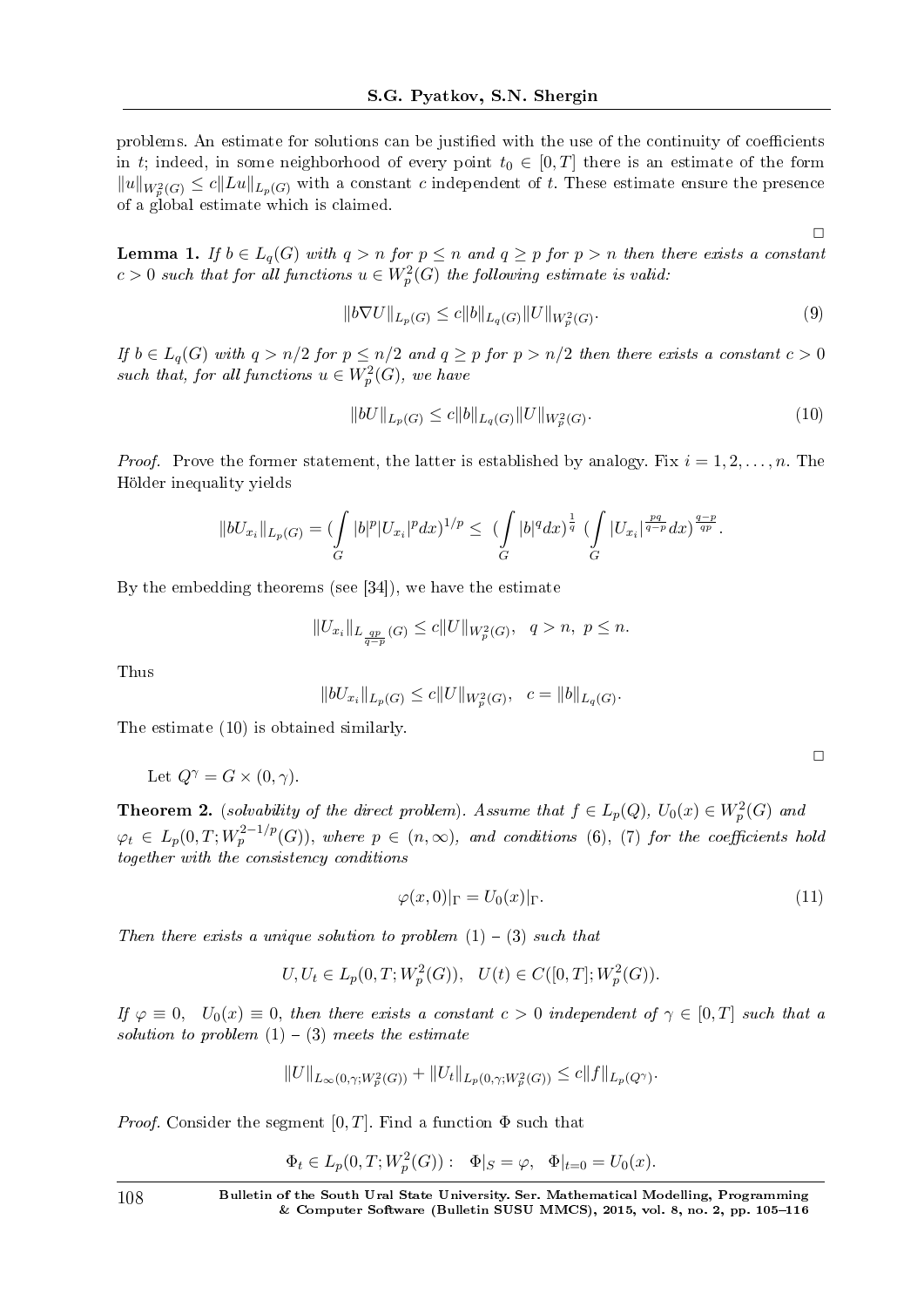problems. An estimate for solutions can be justified with the use of the continuity of coefficients in $t$; indeed, in some neighborhood of every point $t_0 \in [0,T]$ there is an estimate of the form $\|u\|_{W_p^2(G)} \leq c\|Lu\|_{L_p(G)}$ with a constant $c$ independent of $t$. These estimate ensure the presence of a global estimate which is claimed.

□

**Lemma 1.** *If $b \in L_q(G)$ with $q > n$ for $p \leq n$ and $q \geq p$ for $p > n$ then there exists a constant $c > 0$ such that for all functions $u \in W_p^2(G)$ the following estimate is valid:*

$$\|b\nabla U\|_{L_p(G)} \leq c\|b\|_{L_q(G)}\|U\|_{W_p^2(G)}. \tag{9}$$

*If $b \in L_q(G)$ with $q > n/2$ for $p \leq n/2$ and $q \geq p$ for $p > n/2$ then there exists a constant $c > 0$ such that, for all functions $u \in W_p^2(G)$, we have*

$$\|bU\|_{L_p(G)} \leq c\|b\|_{L_q(G)}\|U\|_{W_p^2(G)}. \tag{10}$$

*Proof.* Prove the former statement, the latter is established by analogy. Fix $i = 1, 2, \ldots, n$. The Hölder inequality yields

$$\|bU_{x_i}\|_{L_p(G)} = (\int_G |b|^p |U_{x_i}|^p dx)^{1/p} \leq \ (\int_G |b|^q dx)^{\frac{1}{q}} \ (\int_G |U_{x_i}|^{\frac{pq}{q-p}} dx)^{\frac{q-p}{qp}}.$$

By the embedding theorems (see [34]), we have the estimate

$$\|U_{x_i}\|_{L_{\frac{qp}{q-p}}(G)} \leq c\|U\|_{W_p^2(G)}, \quad q > n, \ p \leq n.$$

Thus

$$\|bU_{x_i}\|_{L_p(G)} \leq c\|U\|_{W_p^2(G)}, \quad c = \|b\|_{L_q(G)}.$$

The estimate (10) is obtained similarly.

□

Let $Q^\gamma = G \times (0, \gamma)$.

**Theorem 2.** (*solvability of the direct problem*). *Assume that $f \in L_p(Q)$, $U_0(x) \in W_p^2(G)$ and $\varphi_t \in L_p(0,T; W_p^{2-1/p}(G))$, where $p \in (n, \infty)$, and conditions (6), (7) for the coefficients hold together with the consistency conditions*

$$\varphi(x,0)|_\Gamma = U_0(x)|_\Gamma. \tag{11}$$

*Then there exists a unique solution to problem (1) – (3) such that*

$$U, U_t \in L_p(0,T; W_p^2(G)), \quad U(t) \in C([0,T]; W_p^2(G)).$$

*If $\varphi \equiv 0, \quad U_0(x) \equiv 0$, then there exists a constant $c > 0$ independent of $\gamma \in [0,T]$ such that a solution to problem (1) – (3) meets the estimate*

$$\|U\|_{L_\infty(0,\gamma;W_p^2(G))} + \|U_t\|_{L_p(0,\gamma;W_p^2(G))} \leq c\|f\|_{L_p(Q^\gamma)}.$$

*Proof.* Consider the segment $[0,T]$. Find a function $\Phi$ such that

$$\Phi_t \in L_p(0,T; W_p^2(G)) : \quad \Phi|_S = \varphi, \quad \Phi|_{t=0} = U_0(x).$$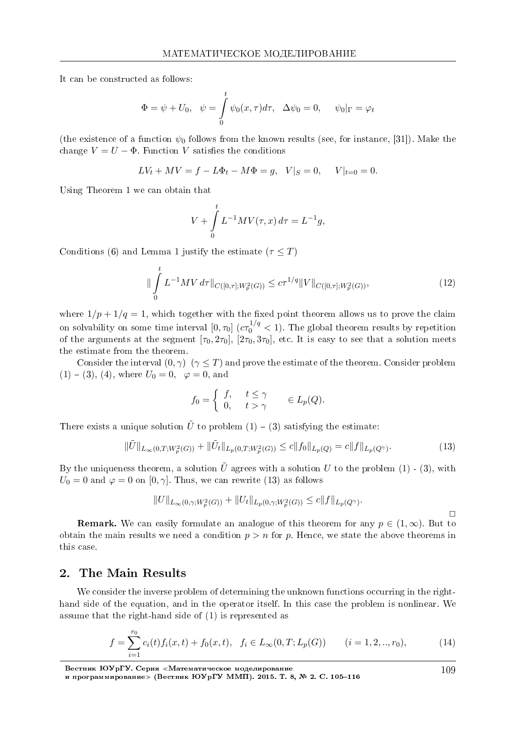It can be constructed as follows:

$$\Phi = \psi + U_0, \quad \psi = \int\limits_0^t \psi_0(x,\tau)d\tau, \quad \Delta\psi_0 = 0, \qquad \psi_0|_\Gamma = \varphi_t$$

(the existence of a function $\psi_0$ follows from the known results (see, for instance, [31]). Make the change $V = U - \Phi$. Function $V$ satisfies the conditions

$$LV_t + MV = f - L\Phi_t - M\Phi = g, \quad V|_S = 0, \qquad V|_{t=0} = 0.$$

Using Theorem 1 we can obtain that

$$V + \int\limits_0^t L^{-1}MV(\tau, x)\, d\tau = L^{-1}g,$$

Conditions (6) and Lemma 1 justify the estimate ($\tau \leq T$)

$$\|\int\limits_0^t L^{-1}MV\, d\tau\|_{C([0,\tau];W_p^2(G))} \leq c\tau^{1/q}\|V\|_{C([0,\tau];W_p^2(G))}, \tag{12}$$

where $1/p + 1/q = 1$, which together with the fixed point theorem allows us to prove the claim on solvability on some time interval $[0,\tau_0]$ ($c\tau_0^{1/q} < 1$). The global theorem results by repetition of the arguments at the segment $[\tau_0, 2\tau_0]$, $[2\tau_0, 3\tau_0]$, etc. It is easy to see that a solution meets the estimate from the theorem.

Consider the interval $(0,\gamma)$ $(\gamma \leq T)$ and prove the estimate of the theorem. Consider problem (1) – (3), (4), where $U_0 = 0$, $\varphi = 0$, and

$$f_0 = \begin{cases} f, & t \leq \gamma \\ 0, & t > \gamma \end{cases} \in L_p(Q).$$

There exists a unique solution $\tilde{U}$ to problem (1) – (3) satisfying the estimate:

$$\|\tilde{U}\|_{L_\infty(0,T;W_p^2(G))} + \|\tilde{U}_t\|_{L_p(0,T;W_p^2(G))} \leq c\|f_0\|_{L_p(Q)} = c\|f\|_{L_p(Q^\gamma)}. \tag{13}$$

By the uniqueness theorem, a solution $\tilde{U}$ agrees with a solution $U$ to the problem (1) - (3), with $U_0 = 0$ and $\varphi = 0$ on $[0,\gamma]$. Thus, we can rewrite (13) as follows

$$\|U\|_{L_\infty(0,\gamma;W_p^2(G))} + \|U_t\|_{L_p(0,\gamma;W_p^2(G))} \leq c\|f\|_{L_p(Q^\gamma)}.$$

□

**Remark.** We can easily formulate an analogue of this theorem for any $p \in (1,\infty)$. But to obtain the main results we need a condition $p > n$ for $p$. Hence, we state the above theorems in this case.

## 2. The Main Results

We consider the inverse problem of determining the unknown functions occurring in the right-hand side of the equation, and in the operator itself. In this case the problem is nonlinear. We assume that the right-hand side of (1) is represented as

$$f = \sum_{i=1}^{r_0} c_i(t)f_i(x,t) + f_0(x,t), \quad f_i \in L_\infty(0,T;L_p(G)) \qquad (i = 1,2,..,r_0), \tag{14}$$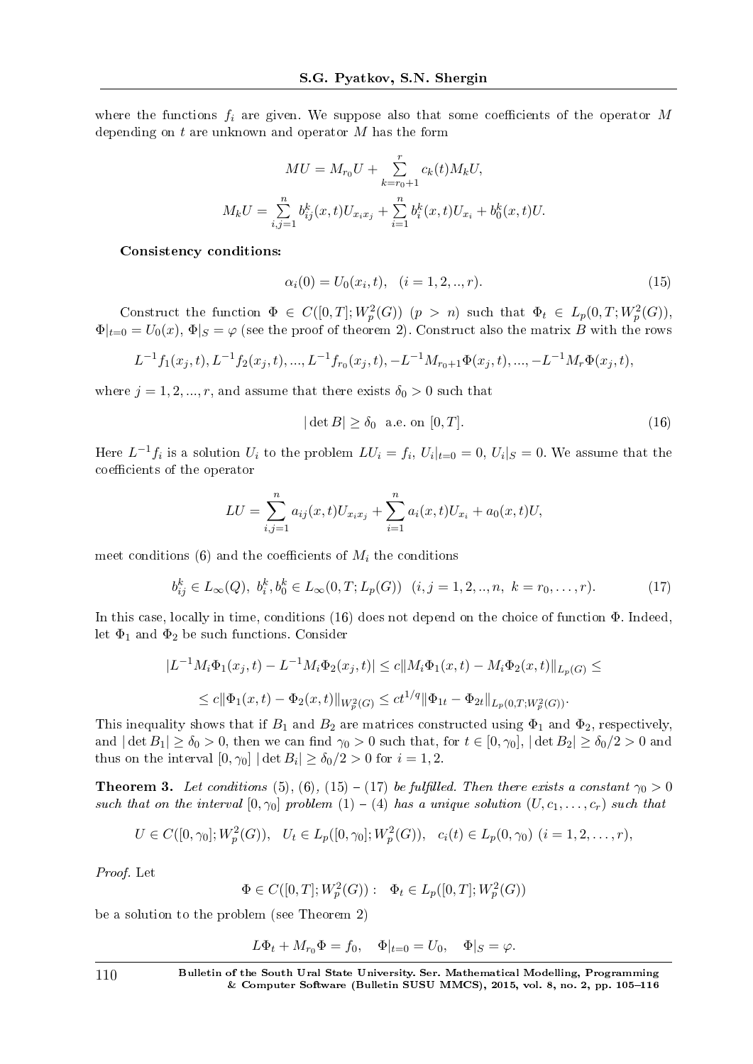where the functions $f_i$ are given. We suppose also that some coefficients of the operator $M$ depending on $t$ are unknown and operator $M$ has the form

$$MU = M_{r_0}U + \sum_{k=r_0+1}^{r} c_k(t)M_kU,$$

$$M_kU = \sum_{i,j=1}^{n} b_{ij}^k(x,t)U_{x_ix_j} + \sum_{i=1}^{n} b_i^k(x,t)U_{x_i} + b_0^k(x,t)U.$$

**Consistency conditions:**

$$\alpha_i(0) = U_0(x_i, t), \quad (i = 1, 2, .., r). \tag{15}$$

Construct the function $\Phi \in C([0,T]; W_p^2(G))$ $(p > n)$ such that $\Phi_t \in L_p(0,T; W_p^2(G))$, $\Phi|_{t=0} = U_0(x)$, $\Phi|_S = \varphi$ (see the proof of theorem 2). Construct also the matrix $B$ with the rows

$$L^{-1}f_1(x_j,t), L^{-1}f_2(x_j,t), ..., L^{-1}f_{r_0}(x_j,t), -L^{-1}M_{r_0+1}\Phi(x_j,t), ..., -L^{-1}M_r\Phi(x_j,t),$$

where $j = 1, 2, ..., r$, and assume that there exists $\delta_0 > 0$ such that

$$|\det B| \geq \delta_0 \quad \text{a.e. on } [0,T]. \tag{16}$$

Here $L^{-1}f_i$ is a solution $U_i$ to the problem $LU_i = f_i$, $U_i|_{t=0} = 0$, $U_i|_S = 0$. We assume that the coefficients of the operator

$$LU = \sum_{i,j=1}^{n} a_{ij}(x,t)U_{x_ix_j} + \sum_{i=1}^{n} a_i(x,t)U_{x_i} + a_0(x,t)U,$$

meet conditions (6) and the coefficients of $M_i$ the conditions

$$b_{ij}^k \in L_\infty(Q), \; b_i^k, b_0^k \in L_\infty(0,T; L_p(G)) \quad (i,j = 1,2,..,n, \; k = r_0, \ldots, r). \tag{17}$$

In this case, locally in time, conditions (16) does not depend on the choice of function $\Phi$. Indeed, let $\Phi_1$ and $\Phi_2$ be such functions. Consider

$$|L^{-1}M_i\Phi_1(x_j,t) - L^{-1}M_i\Phi_2(x_j,t)| \leq c\|M_i\Phi_1(x,t) - M_i\Phi_2(x,t)\|_{L_p(G)} \leq$$

$$\leq c\|\Phi_1(x,t) - \Phi_2(x,t)\|_{W_p^2(G)} \leq ct^{1/q}\|\Phi_{1t} - \Phi_{2t}\|_{L_p(0,T;W_p^2(G))}.$$

This inequality shows that if $B_1$ and $B_2$ are matrices constructed using $\Phi_1$ and $\Phi_2$, respectively, and $|\det B_1| \geq \delta_0 > 0$, then we can find $\gamma_0 > 0$ such that, for $t \in [0,\gamma_0]$, $|\det B_2| \geq \delta_0/2 > 0$ and thus on the interval $[0,\gamma_0]$ $|\det B_i| \geq \delta_0/2 > 0$ for $i = 1,2$.

**Theorem 3.** *Let conditions* (5), (6), (15) – (17) *be fulfilled. Then there exists a constant $\gamma_0 > 0$ such that on the interval $[0,\gamma_0]$ problem* (1) – (4) *has a unique solution $(U, c_1, \ldots, c_r)$ such that*

$$U \in C([0,\gamma_0]; W_p^2(G)), \quad U_t \in L_p([0,\gamma_0]; W_p^2(G)), \quad c_i(t) \in L_p(0,\gamma_0) \; (i = 1,2,\ldots,r),$$

*Proof.* Let

$$\Phi \in C([0,T]; W_p^2(G)) : \quad \Phi_t \in L_p([0,T]; W_p^2(G))$$

be a solution to the problem (see Theorem 2)

$$L\Phi_t + M_{r_0}\Phi = f_0, \quad \Phi|_{t=0} = U_0, \quad \Phi|_S = \varphi.$$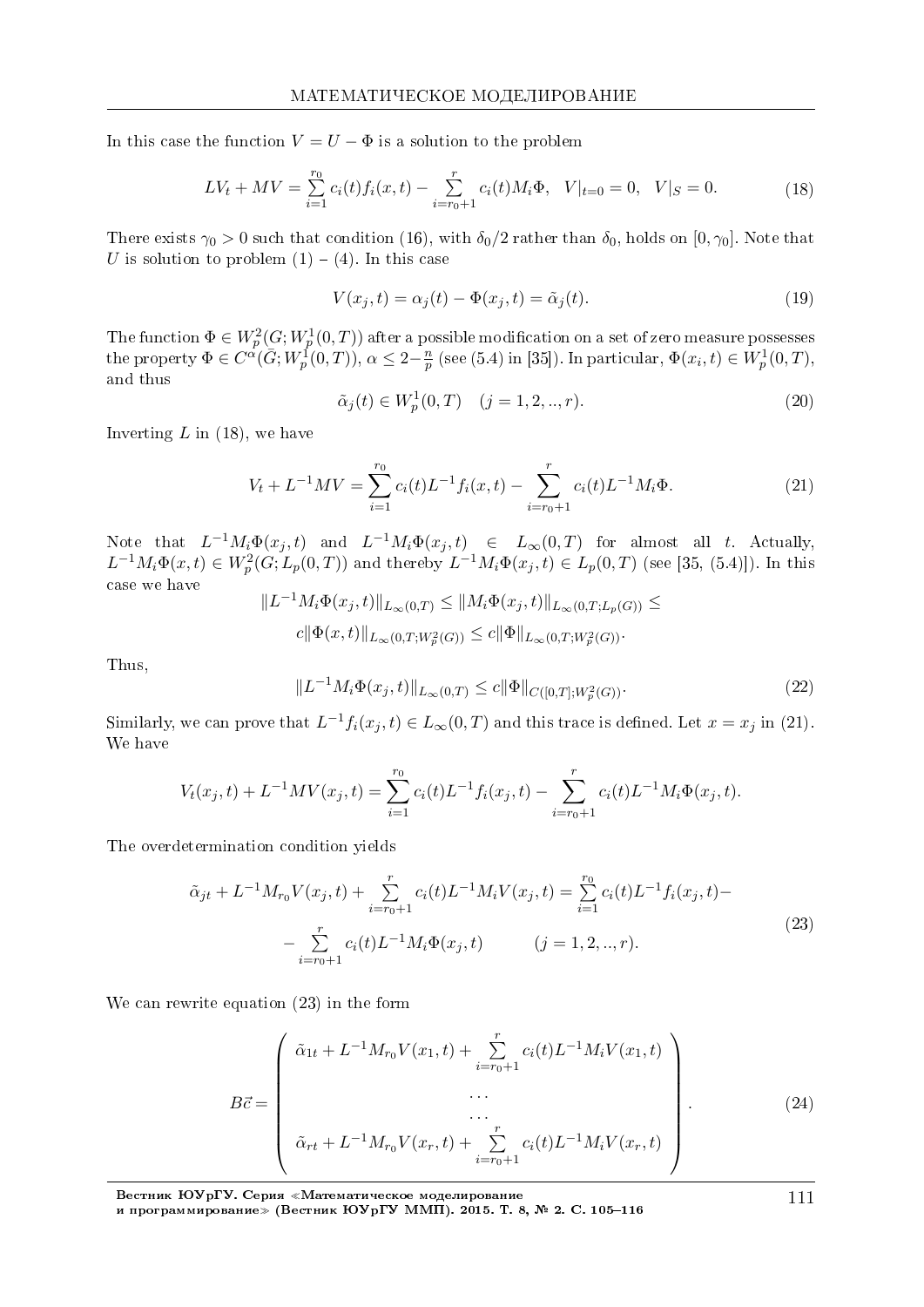In this case the function $V = U - \Phi$ is a solution to the problem

$$LV_t + MV = \sum_{i=1}^{r_0} c_i(t) f_i(x,t) - \sum_{i=r_0+1}^{r} c_i(t) M_i \Phi, \quad V|_{t=0} = 0, \quad V|_S = 0. \tag{18}$$

There exists $\gamma_0 > 0$ such that condition (16), with $\delta_0/2$ rather than $\delta_0$, holds on $[0, \gamma_0]$. Note that $U$ is solution to problem (1) – (4). In this case

$$V(x_j, t) = \alpha_j(t) - \Phi(x_j, t) = \tilde{\alpha}_j(t). \tag{19}$$

The function $\Phi \in W_p^2(G; W_p^1(0,T))$ after a possible modification on a set of zero measure possesses the property $\Phi \in C^{\alpha}(\bar{G}; W_p^1(0,T))$, $\alpha \leq 2 - \frac{n}{p}$ (see (5.4) in [35]). In particular, $\Phi(x_i, t) \in W_p^1(0,T)$, and thus

$$\tilde{\alpha}_j(t) \in W_p^1(0,T) \quad (j = 1, 2, .., r). \tag{20}$$

Inverting $L$ in (18), we have

$$V_t + L^{-1}MV = \sum_{i=1}^{r_0} c_i(t) L^{-1} f_i(x,t) - \sum_{i=r_0+1}^{r} c_i(t) L^{-1} M_i \Phi. \tag{21}$$

Note that $L^{-1}M_i\Phi(x_j,t)$ and $L^{-1}M_i\Phi(x_j,t) \in L_\infty(0,T)$ for almost all $t$. Actually, $L^{-1}M_i\Phi(x,t) \in W_p^2(G; L_p(0,T))$ and thereby $L^{-1}M_i\Phi(x_j,t) \in L_p(0,T)$ (see [35, (5.4)]). In this case we have

$$\|L^{-1}M_i\Phi(x_j,t)\|_{L_\infty(0,T)} \leq \|M_i\Phi(x_j,t)\|_{L_\infty(0,T;L_p(G))} \leq$$
$$c\|\Phi(x,t)\|_{L_\infty(0,T;W_p^2(G))} \leq c\|\Phi\|_{L_\infty(0,T;W_p^2(G))}.$$

Thus,

$$\|L^{-1}M_i\Phi(x_j,t)\|_{L_\infty(0,T)} \leq c\|\Phi\|_{C([0,T];W_p^2(G))}. \tag{22}$$

Similarly, we can prove that $L^{-1}f_i(x_j,t) \in L_\infty(0,T)$ and this trace is defined. Let $x = x_j$ in (21). We have

$$V_t(x_j,t) + L^{-1}MV(x_j,t) = \sum_{i=1}^{r_0} c_i(t) L^{-1} f_i(x_j,t) - \sum_{i=r_0+1}^{r} c_i(t) L^{-1} M_i \Phi(x_j,t).$$

The overdetermination condition yields

$$\begin{aligned} \tilde{\alpha}_{jt} + L^{-1}M_{r_0}V(x_j,t) + \sum_{i=r_0+1}^{r} c_i(t) L^{-1}M_iV(x_j,t) = \sum_{i=1}^{r_0} c_i(t) L^{-1} f_i(x_j,t) - \\ - \sum_{i=r_0+1}^{r} c_i(t) L^{-1} M_i \Phi(x_j,t) \qquad (j = 1, 2, .., r). \end{aligned} \tag{23}$$

We can rewrite equation (23) in the form

$$B\vec{c} = \begin{pmatrix} \tilde{\alpha}_{1t} + L^{-1}M_{r_0}V(x_1,t) + \sum\limits_{i=r_0+1}^{r} c_i(t) L^{-1}M_iV(x_1,t) \\ \dots \\ \dots \\ \tilde{\alpha}_{rt} + L^{-1}M_{r_0}V(x_r,t) + \sum\limits_{i=r_0+1}^{r} c_i(t) L^{-1}M_iV(x_r,t) \end{pmatrix}. \tag{24}$$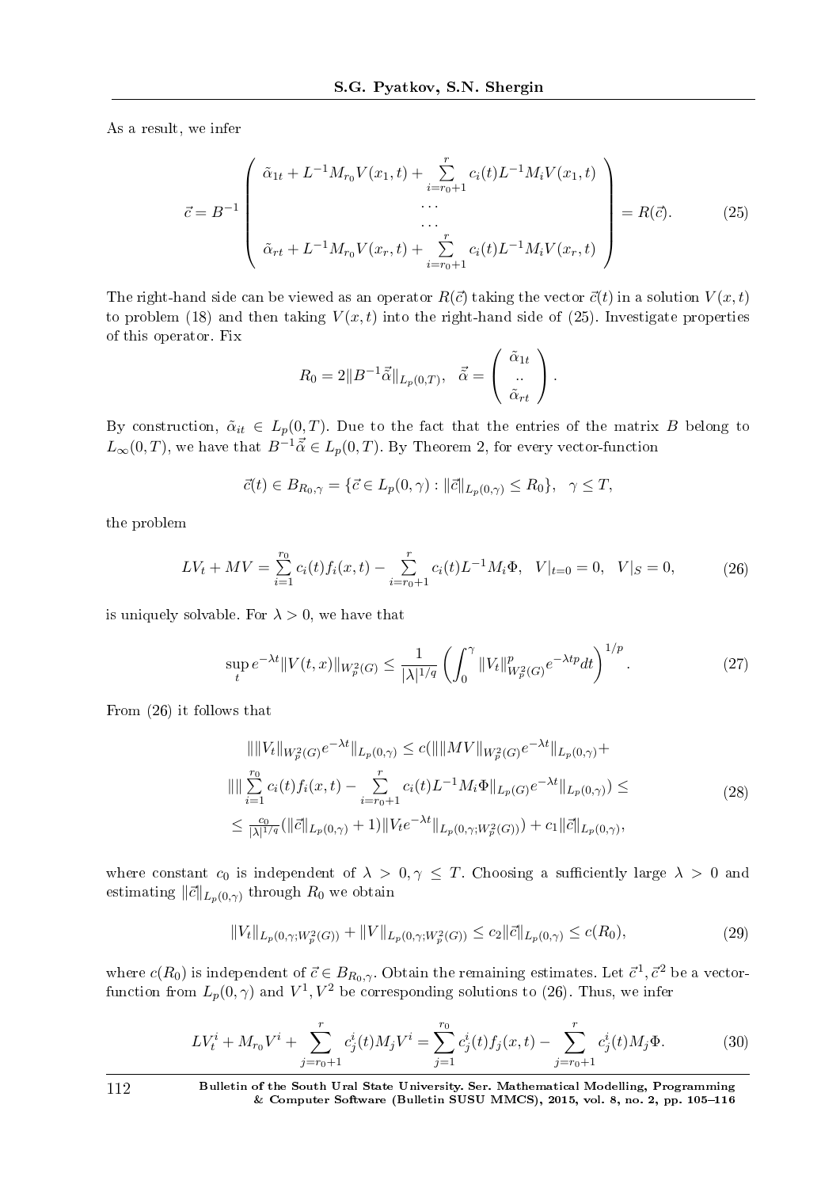As a result, we infer

$$\vec{c} = B^{-1} \begin{pmatrix} \tilde{\alpha}_{1t} + L^{-1} M_{r_0} V(x_1, t) + \sum\limits_{i=r_0+1}^{r} c_i(t) L^{-1} M_i V(x_1, t) \\ \cdots \\ \cdots \\ \tilde{\alpha}_{rt} + L^{-1} M_{r_0} V(x_r, t) + \sum\limits_{i=r_0+1}^{r} c_i(t) L^{-1} M_i V(x_r, t) \end{pmatrix} = R(\vec{c}). \tag{25}$$

The right-hand side can be viewed as an operator $R(\vec{c})$ taking the vector $\vec{c}(t)$ in a solution $V(x,t)$ to problem (18) and then taking $V(x,t)$ into the right-hand side of (25). Investigate properties of this operator. Fix

$$R_0 = 2\|B^{-1}\vec{\tilde{\alpha}}\|_{L_p(0,T)}, \quad \vec{\tilde{\alpha}} = \begin{pmatrix} \tilde{\alpha}_{1t} \\ .. \\ \tilde{\alpha}_{rt} \end{pmatrix}.$$

By construction, $\tilde{\alpha}_{it} \in L_p(0,T)$. Due to the fact that the entries of the matrix $B$ belong to $L_\infty(0,T)$, we have that $B^{-1}\vec{\tilde{\alpha}} \in L_p(0,T)$. By Theorem 2, for every vector-function

$$\vec{c}(t) \in B_{R_0,\gamma} = \{\vec{c} \in L_p(0,\gamma) : \|\vec{c}\|_{L_p(0,\gamma)} \leq R_0\}, \quad \gamma \leq T,$$

the problem

$$LV_t + MV = \sum_{i=1}^{r_0} c_i(t) f_i(x,t) - \sum_{i=r_0+1}^{r} c_i(t) L^{-1} M_i \Phi, \quad V|_{t=0} = 0, \quad V|_S = 0, \tag{26}$$

is uniquely solvable. For $\lambda > 0$, we have that

$$\sup_t e^{-\lambda t} \|V(t,x)\|_{W_p^2(G)} \leq \frac{1}{|\lambda|^{1/q}} \left( \int_0^\gamma \|V_t\|^p_{W_p^2(G)} e^{-\lambda t p} dt \right)^{1/p}. \tag{27}$$

From (26) it follows that

$$\begin{gathered} \|\|V_t\|_{W_p^2(G)} e^{-\lambda t}\|_{L_p(0,\gamma)} \leq c(\|\|MV\|_{W_p^2(G)} e^{-\lambda t}\|_{L_p(0,\gamma)} + \\ \|\|\sum_{i=1}^{r_0} c_i(t) f_i(x,t) - \sum_{i=r_0+1}^{r} c_i(t) L^{-1} M_i \Phi\|_{L_p(G)} e^{-\lambda t}\|_{L_p(0,\gamma)}) \leq \\ \leq \tfrac{c_0}{|\lambda|^{1/q}} (\|\vec{c}\|_{L_p(0,\gamma)} + 1)\|V_t e^{-\lambda t}\|_{L_p(0,\gamma;W_p^2(G))}) + c_1 \|\vec{c}\|_{L_p(0,\gamma)}, \end{gathered} \tag{28}$$

where constant $c_0$ is independent of $\lambda > 0, \gamma \leq T$. Choosing a sufficiently large $\lambda > 0$ and estimating $\|\vec{c}\|_{L_p(0,\gamma)}$ through $R_0$ we obtain

$$\|V_t\|_{L_p(0,\gamma;W_p^2(G))} + \|V\|_{L_p(0,\gamma;W_p^2(G))} \leq c_2 \|\vec{c}\|_{L_p(0,\gamma)} \leq c(R_0), \tag{29}$$

where $c(R_0)$ is independent of $\vec{c} \in B_{R_0,\gamma}$. Obtain the remaining estimates. Let $\vec{c}^1, \vec{c}^2$ be a vector-function from $L_p(0,\gamma)$ and $V^1, V^2$ be corresponding solutions to (26). Thus, we infer

$$LV_t^i + M_{r_0} V^i + \sum_{j=r_0+1}^{r} c_j^i(t) M_j V^i = \sum_{j=1}^{r_0} c_j^i(t) f_j(x,t) - \sum_{j=r_0+1}^{r} c_j^i(t) M_j \Phi. \tag{30}$$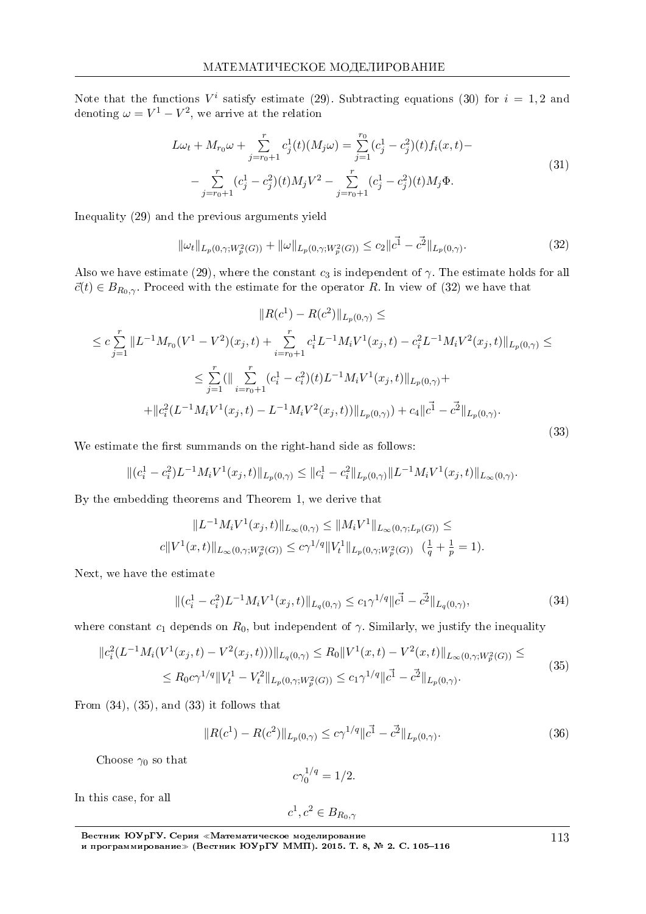Note that the functions $V^i$ satisfy estimate (29). Subtracting equations (30) for $i = 1, 2$ and denoting $\omega = V^1 - V^2$, we arrive at the relation

$$
\begin{gathered}
L\omega_t + M_{r_0}\omega + \sum_{j=r_0+1}^{r} c_j^1(t)(M_j\omega) = \sum_{j=1}^{r_0} (c_j^1 - c_j^2)(t) f_i(x,t) - \\
- \sum_{j=r_0+1}^{r} (c_j^1 - c_j^2)(t) M_j V^2 - \sum_{j=r_0+1}^{r} (c_j^1 - c_j^2)(t) M_j \Phi.
\end{gathered}
\tag{31}
$$

Inequality (29) and the previous arguments yield

$$
\|\omega_t\|_{L_p(0,\gamma;W_p^2(G))} + \|\omega\|_{L_p(0,\gamma;W_p^2(G))} \leq c_2 \|\vec{c^1} - \vec{c^2}\|_{L_p(0,\gamma)}. \tag{32}
$$

Also we have estimate (29), where the constant $c_3$ is independent of $\gamma$. The estimate holds for all $\vec{c}(t) \in B_{R_0,\gamma}$. Proceed with the estimate for the operator $R$. In view of (32) we have that

$$
\begin{gathered}
\|R(c^1) - R(c^2)\|_{L_p(0,\gamma)} \leq \\
\leq c \sum_{j=1}^{r} \|L^{-1} M_{r_0}(V^1 - V^2)(x_j,t) + \sum_{i=r_0+1}^{r} c_i^1 L^{-1} M_i V^1(x_j,t) - c_i^2 L^{-1} M_i V^2(x_j,t)\|_{L_p(0,\gamma)} \leq \\
\leq \sum_{j=1}^{r} (\| \sum_{i=r_0+1}^{r} (c_i^1 - c_i^2)(t) L^{-1} M_i V^1(x_j,t)\|_{L_p(0,\gamma)} + \\
+ \|c_i^2 (L^{-1} M_i V^1(x_j,t) - L^{-1} M_i V^2(x_j,t))\|_{L_p(0,\gamma)}) + c_4 \|\vec{c^1} - \vec{c^2}\|_{L_p(0,\gamma)}.
\end{gathered}
\tag{33}
$$

We estimate the first summands on the right-hand side as follows:

$$
\|(c_i^1 - c_i^2) L^{-1} M_i V^1(x_j,t)\|_{L_p(0,\gamma)} \leq \|c_i^1 - c_i^2\|_{L_p(0,\gamma)} \|L^{-1} M_i V^1(x_j,t)\|_{L_\infty(0,\gamma)}.
$$

By the embedding theorems and Theorem 1, we derive that

$$
\begin{gathered}
\|L^{-1} M_i V^1(x_j,t)\|_{L_\infty(0,\gamma)} \leq \|M_i V^1\|_{L_\infty(0,\gamma;L_p(G))} \leq \\
c\|V^1(x,t)\|_{L_\infty(0,\gamma;W_p^2(G))} \leq c\gamma^{1/q} \|V_t^1\|_{L_p(0,\gamma;W_p^2(G))} \quad (\tfrac{1}{q} + \tfrac{1}{p} = 1).
\end{gathered}
$$

Next, we have the estimate

$$
\|(c_i^1 - c_i^2) L^{-1} M_i V^1(x_j,t)\|_{L_q(0,\gamma)} \leq c_1 \gamma^{1/q} \|\vec{c^1} - \vec{c^2}\|_{L_q(0,\gamma)}, \tag{34}
$$

where constant $c_1$ depends on $R_0$, but independent of $\gamma$. Similarly, we justify the inequality

$$
\begin{gathered}
\|c_i^2 (L^{-1} M_i (V^1(x_j,t) - V^2(x_j,t)))\|_{L_q(0,\gamma)} \leq R_0 \|V^1(x,t) - V^2(x,t)\|_{L_\infty(0,\gamma;W_p^2(G))} \leq \\
\leq R_0 c \gamma^{1/q} \|V_t^1 - V_t^2\|_{L_p(0,\gamma;W_p^2(G))} \leq c_1 \gamma^{1/q} \|\vec{c^1} - \vec{c^2}\|_{L_p(0,\gamma)}.
\end{gathered}
\tag{35}
$$

From (34), (35), and (33) it follows that

$$
\|R(c^1) - R(c^2)\|_{L_p(0,\gamma)} \leq c\gamma^{1/q} \|\vec{c^1} - \vec{c^2}\|_{L_p(0,\gamma)}. \tag{36}
$$

Choose $\gamma_0$ so that

$$
c\gamma_0^{1/q} = 1/2.
$$

In this case, for all

$$
c^1, c^2 \in B_{R_0,\gamma}
$$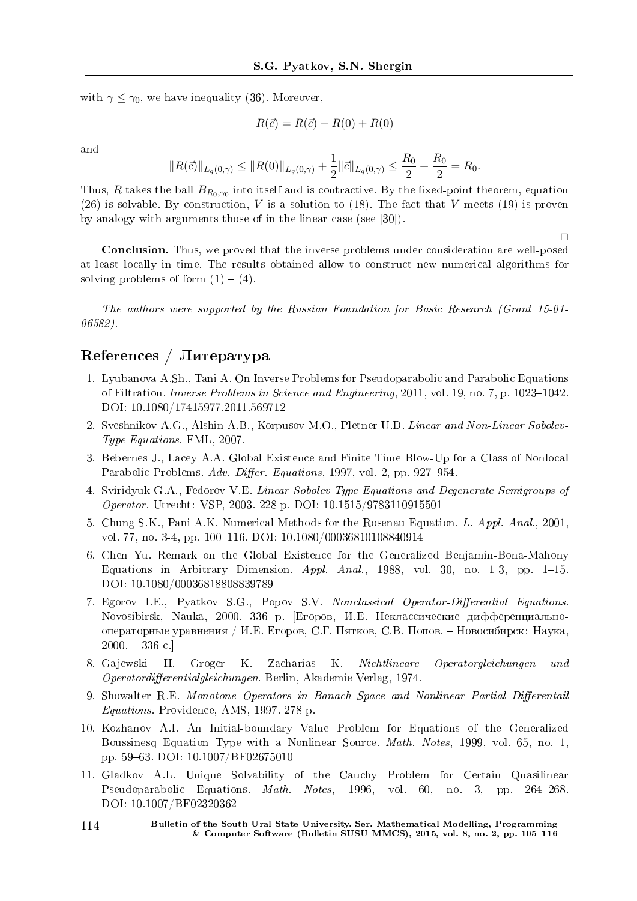with $\gamma \leq \gamma_0$, we have inequality (36). Moreover,

$$R(\vec{c}) = R(\vec{c}) - R(0) + R(0)$$

and

$$\|R(\vec{c})\|_{L_q(0,\gamma)} \leq \|R(0)\|_{L_q(0,\gamma)} + \frac{1}{2}\|\vec{c}\|_{L_q(0,\gamma)} \leq \frac{R_0}{2} + \frac{R_0}{2} = R_0.$$

Thus, $R$ takes the ball $B_{R_0,\gamma_0}$ into itself and is contractive. By the fixed-point theorem, equation (26) is solvable. By construction, $V$ is a solution to (18). The fact that $V$ meets (19) is proven by analogy with arguments those of in the linear case (see [30]).

□

**Conclusion.** Thus, we proved that the inverse problems under consideration are well-posed at least locally in time. The results obtained allow to construct new numerical algorithms for solving problems of form (1) – (4).

*The authors were supported by the Russian Foundation for Basic Research (Grant 15-01-06582).*

## References / Литература

1. Lyubanova A.Sh., Tani A. On Inverse Problems for Pseudoparabolic and Parabolic Equations of Filtration. *Inverse Problems in Science and Engineering*, 2011, vol. 19, no. 7, p. 1023–1042. DOI: 10.1080/17415977.2011.569712
2. Sveshnikov A.G., Alshin A.B., Korpusov M.O., Pletner U.D. *Linear and Non-Linear Sobolev-Type Equations.* FML, 2007.
3. Bebernes J., Lacey A.A. Global Existence and Finite Time Blow-Up for a Class of Nonlocal Parabolic Problems. *Adv. Differ. Equations*, 1997, vol. 2, pp. 927–954.
4. Sviridyuk G.A., Fedorov V.E. *Linear Sobolev Type Equations and Degenerate Semigroups of Operator.* Utrecht: VSP, 2003. 228 p. DOI: 10.1515/9783110915501
5. Chung S.K., Pani A.K. Numerical Methods for the Rosenau Equation. *L. Appl. Anal.*, 2001, vol. 77, no. 3-4, pp. 100–116. DOI: 10.1080/00036810108840914
6. Chen Yu. Remark on the Global Existence for the Generalized Benjamin-Bona-Mahony Equations in Arbitrary Dimension. *Appl. Anal.*, 1988, vol. 30, no. 1-3, pp. 1–15. DOI: 10.1080/00036818808839789
7. Egorov I.E., Pyatkov S.G., Popov S.V. *Nonclassical Operator-Differential Equations.* Novosibirsk, Nauka, 2000. 336 p. [Егоров, И.Е. Неклассические дифференциально-операторные уравнения / И.Е. Егоров, С.Г. Пятков, С.В. Попов. – Новосибирск: Наука, 2000. – 336 с.]
8. Gajewski H. Groger K. Zacharias K. *Nichtlineare Operatorgleichungen und Operatordifferentialgleichungen.* Berlin, Akademie-Verlag, 1974.
9. Showalter R.E. *Monotone Operators in Banach Space and Nonlinear Partial Differentail Equations.* Providence, AMS, 1997. 278 p.
10. Kozhanov A.I. An Initial-boundary Value Problem for Equations of the Generalized Boussinesq Equation Type with a Nonlinear Source. *Math. Notes*, 1999, vol. 65, no. 1, pp. 59–63. DOI: 10.1007/BF02675010
11. Gladkov A.L. Unique Solvability of the Cauchy Problem for Certain Quasilinear Pseudoparabolic Equations. *Math. Notes*, 1996, vol. 60, no. 3, pp. 264–268. DOI: 10.1007/BF02320362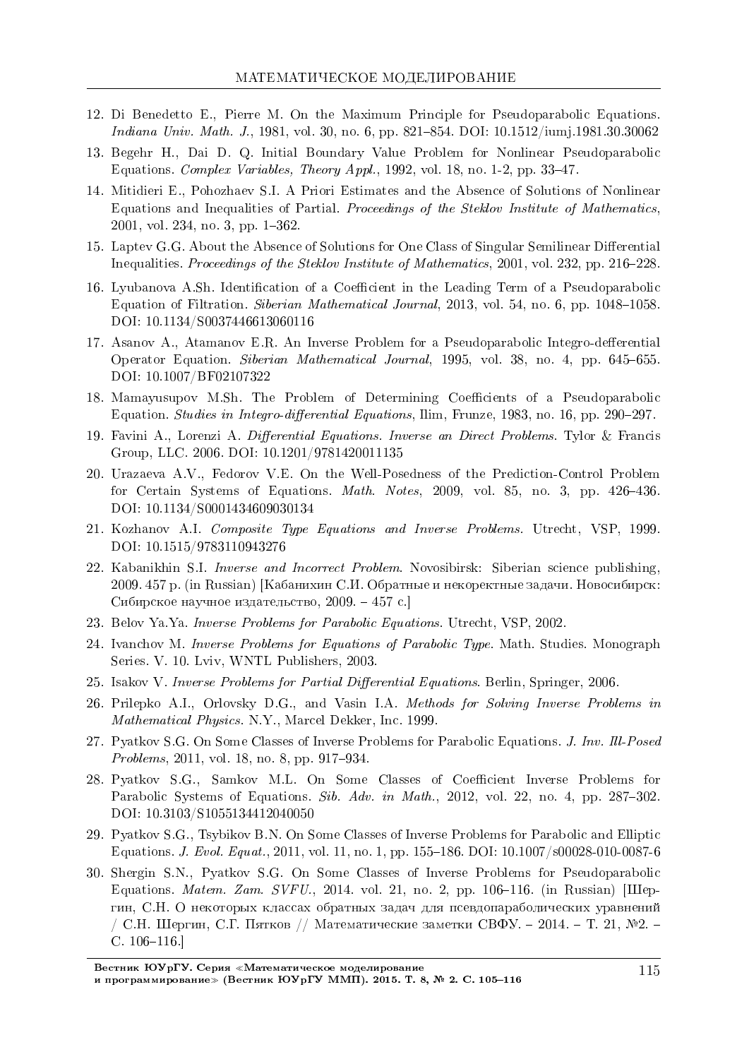12. Di Benedetto E., Pierre M. On the Maximum Principle for Pseudoparabolic Equations. *Indiana Univ. Math. J.*, 1981, vol. 30, no. 6, pp. 821–854. DOI: 10.1512/iumj.1981.30.30062
13. Begehr H., Dai D. Q. Initial Boundary Value Problem for Nonlinear Pseudoparabolic Equations. *Complex Variables, Theory Appl.*, 1992, vol. 18, no. 1-2, pp. 33–47.
14. Mitidieri E., Pohozhaev S.I. A Priori Estimates and the Absence of Solutions of Nonlinear Equations and Inequalities of Partial. *Proceedings of the Steklov Institute of Mathematics*, 2001, vol. 234, no. 3, pp. 1–362.
15. Laptev G.G. About the Absence of Solutions for One Class of Singular Semilinear Differential Inequalities. *Proceedings of the Steklov Institute of Mathematics*, 2001, vol. 232, pp. 216–228.
16. Lyubanova A.Sh. Identification of a Coefficient in the Leading Term of a Pseudoparabolic Equation of Filtration. *Siberian Mathematical Journal*, 2013, vol. 54, no. 6, pp. 1048–1058. DOI: 10.1134/S0037446613060116
17. Asanov A., Atamanov E.R. An Inverse Problem for a Pseudoparabolic Integro-defferential Operator Equation. *Siberian Mathematical Journal*, 1995, vol. 38, no. 4, pp. 645–655. DOI: 10.1007/BF02107322
18. Mamayusupov M.Sh. The Problem of Determining Coefficients of a Pseudoparabolic Equation. *Studies in Integro-differential Equations*, Ilim, Frunze, 1983, no. 16, pp. 290–297.
19. Favini A., Lorenzi A. *Differential Equations. Inverse an Direct Problems*. Tylor & Francis Group, LLC. 2006. DOI: 10.1201/9781420011135
20. Urazaeva A.V., Fedorov V.E. On the Well-Posedness of the Prediction-Control Problem for Certain Systems of Equations. *Math. Notes*, 2009, vol. 85, no. 3, pp. 426–436. DOI: 10.1134/S0001434609030134
21. Kozhanov A.I. *Composite Type Equations and Inverse Problems*. Utrecht, VSP, 1999. DOI: 10.1515/9783110943276
22. Kabanikhin S.I. *Inverse and Incorrect Problem*. Novosibirsk: Siberian science publishing, 2009. 457 p. (in Russian) [Кабанихин С.И. Обратные и некоректные задачи. Новосибирск: Сибирское научное издательство, 2009. – 457 с.]
23. Belov Ya.Ya. *Inverse Problems for Parabolic Equations*. Utrecht, VSP, 2002.
24. Ivanchov M. *Inverse Problems for Equations of Parabolic Type*. Math. Studies. Monograph Series. V. 10. Lviv, WNTL Publishers, 2003.
25. Isakov V. *Inverse Problems for Partial Differential Equations*. Berlin, Springer, 2006.
26. Prilepko A.I., Orlovsky D.G., and Vasin I.A. *Methods for Solving Inverse Problems in Mathematical Physics*. N.Y., Marcel Dekker, Inc. 1999.
27. Pyatkov S.G. On Some Classes of Inverse Problems for Parabolic Equations. *J. Inv. Ill-Posed Problems*, 2011, vol. 18, no. 8, pp. 917–934.
28. Pyatkov S.G., Samkov M.L. On Some Classes of Coefficient Inverse Problems for Parabolic Systems of Equations. *Sib. Adv. in Math.*, 2012, vol. 22, no. 4, pp. 287–302. DOI: 10.3103/S1055134412040050
29. Pyatkov S.G., Tsybikov B.N. On Some Classes of Inverse Problems for Parabolic and Elliptic Equations. *J. Evol. Equat.*, 2011, vol. 11, no. 1, pp. 155–186. DOI: 10.1007/s00028-010-0087-6
30. Shergin S.N., Pyatkov S.G. On Some Classes of Inverse Problems for Pseudoparabolic Equations. *Matem. Zam. SVFU.*, 2014. vol. 21, no. 2, pp. 106–116. (in Russian) [Шергин, С.Н. О некоторых классах обратных задач для псевдопараболических уравнений / С.Н. Шергин, С.Г. Пятков // Математические заметки СВФУ. – 2014. – Т. 21, №2. – С. 106–116.]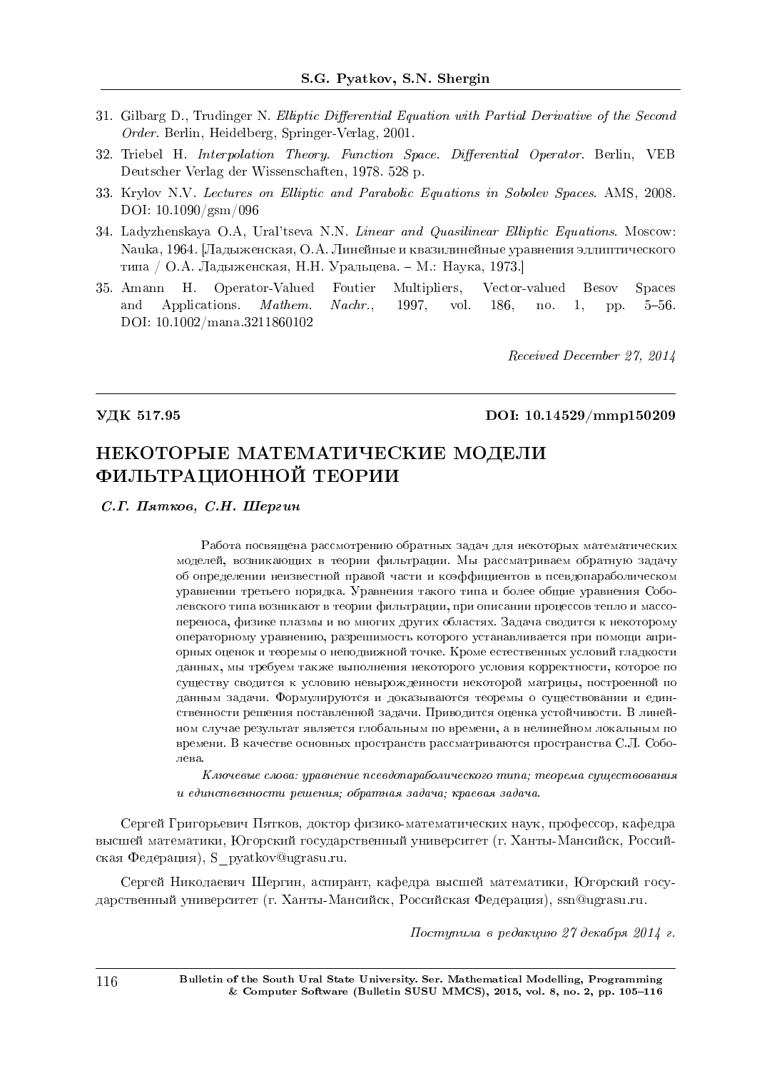31. Gilbarg D., Trudinger N. *Elliptic Differential Equation with Partial Derivative of the Second Order*. Berlin, Heidelberg, Springer-Verlag, 2001.

32. Triebel H. *Interpolation Theory. Function Space. Differential Operator*. Berlin, VEB Deutscher Verlag der Wissenschaften, 1978. 528 p.

33. Krylov N.V. *Lectures on Elliptic and Parabolic Equations in Sobolev Spaces*. AMS, 2008. DOI: 10.1090/gsm/096

34. Ladyzhenskaya O.A, Ural'tseva N.N. *Linear and Quasilinear Elliptic Equations*. Moscow: Nauka, 1964. [Ладыженская, О.А. Линейные и квазилинейные уравнения эллиптического типа / О.А. Ладыженская, Н.Н. Уральцева. – М.: Наука, 1973.]

35. Amann H. Operator-Valued Foutier Multipliers, Vector-valued Besov Spaces and Applications. *Mathem. Nachr.*, 1997, vol. 186, no. 1, pp. 5–56. DOI: 10.1002/mana.3211860102

*Received December 27, 2014*

---

**УДК 517.95** **DOI: 10.14529/mmp150209**

# НЕКОТОРЫЕ МАТЕМАТИЧЕСКИЕ МОДЕЛИ ФИЛЬТРАЦИОННОЙ ТЕОРИИ

***С.Г. Пятков, С.Н. Шергин***

Работа посвящена рассмотрению обратных задач для некоторых математических моделей, возникающих в теории фильтрации. Мы рассматриваем обратную задачу об определении неизвестной правой части и коэффициентов в псевдопараболическом уравнении третьего порядка. Уравнения такого типа и более общие уравнения Соболевского типа возникают в теории фильтрации, при описании процессов тепло и массопереноса, физике плазмы и во многих других областях. Задача сводится к некоторому операторному уравнению, разрешимость которого устанавливается при помощи априорных оценок и теоремы о неподвижной точке. Кроме естественных условий гладкости данных, мы требуем также выполнения некоторого условия корректности, которое по существу сводится к условию невырожденности некоторой матрицы, построенной по данным задачи. Формулируются и доказываются теоремы о существовании и единственности решения поставленной задачи. Приводится оценка устойчивости. В линейном случае результат является глобальным по времени, а в нелинейном локальным по времени. В качестве основных пространств рассматриваются пространства С.Л. Соболева.

*Ключевые слова: уравнение псевдопараболического типа; теорема существования и единственности решения; обратная задача; краевая задача.*

Сергей Григорьевич Пятков, доктор физико-математических наук, профессор, кафедра высшей математики, Югорский государственный университет (г. Ханты-Мансийск, Российская Федерация), S_pyatkov@ugrasu.ru.

Сергей Николаевич Шергин, аспирант, кафедра высшей математики, Югорский государственный университет (г. Ханты-Мансийск, Российская Федерация), ssn@ugrasu.ru.

*Поступила в редакцию 27 декабря 2014 г.*